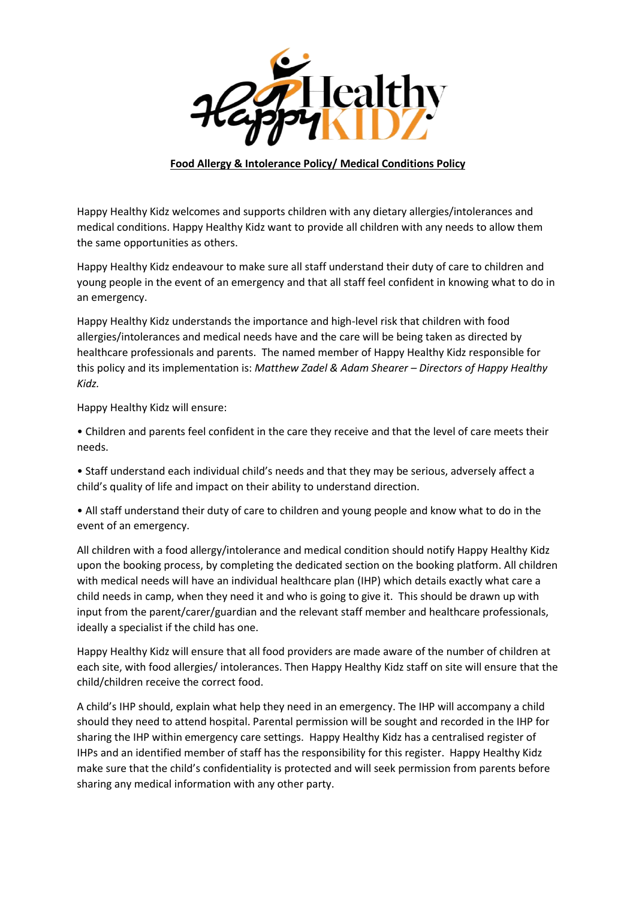# Food Allergy & Intolerance Policy/ Medical Conditions Policy

Happy Healthy Kidz welcomes and supports children with any dietary allergies/intolerances and medical conditions. Happy Healthy Kidz want to provide all children with any needs to allow them the same opportunities as others.

Happy Healthy Kidz endeavour to make sure all staff understand their duty of care to children and young people in the event of an emergency and that all staff feel confident in knowing what to do in an emergency.

Happy Healthy Kidz understands the importance and high-level risk that children with food allergies/intolerances and medical needs have and the care will be being taken as directed by healthcare professionals and parents. The named member of Happy Healthy Kidz responsible for this policy and its implementation is: *Matthew Zadel & Adam Shearer – Directors of Happy Healthy Kidz.*

Happy Healthy Kidz will ensure:

- Children and parents feel confident in the care they receive and that the level of care meets their needs.
- Staff understand each individual child's needs and that they may be serious, adversely affect a child's quality of life and impact on their ability to understand direction.
- All staff understand their duty of care to children and young people and know what to do in the event of an emergency.

All children with a food allergy/intolerance and medical condition should notify Happy Healthy Kidz upon the booking process, by completing the dedicated section on the booking platform. All children with medical needs will have an individual healthcare plan (IHP) which details exactly what care a child needs in camp, when they need it and who is going to give it. This should be drawn up with input from the parent/carer/guardian and the relevant staff member and healthcare professionals, ideally a specialist if the child has one.

Happy Healthy Kidz will ensure that all food providers are made aware of the number of children at each site, with food allergies/ intolerances. Then Happy Healthy Kidz staff on site will ensure that the child/children receive the correct food.

A child's IHP should, explain what help they need in an emergency. The IHP will accompany a child should they need to attend hospital. Parental permission will be sought and recorded in the IHP for sharing the IHP within emergency care settings. Happy Healthy Kidz has a centralised register of IHPs and an identified member of staff has the responsibility for this register. Happy Healthy Kidz make sure that the child's confidentiality is protected and will seek permission from parents before sharing any medical information with any other party.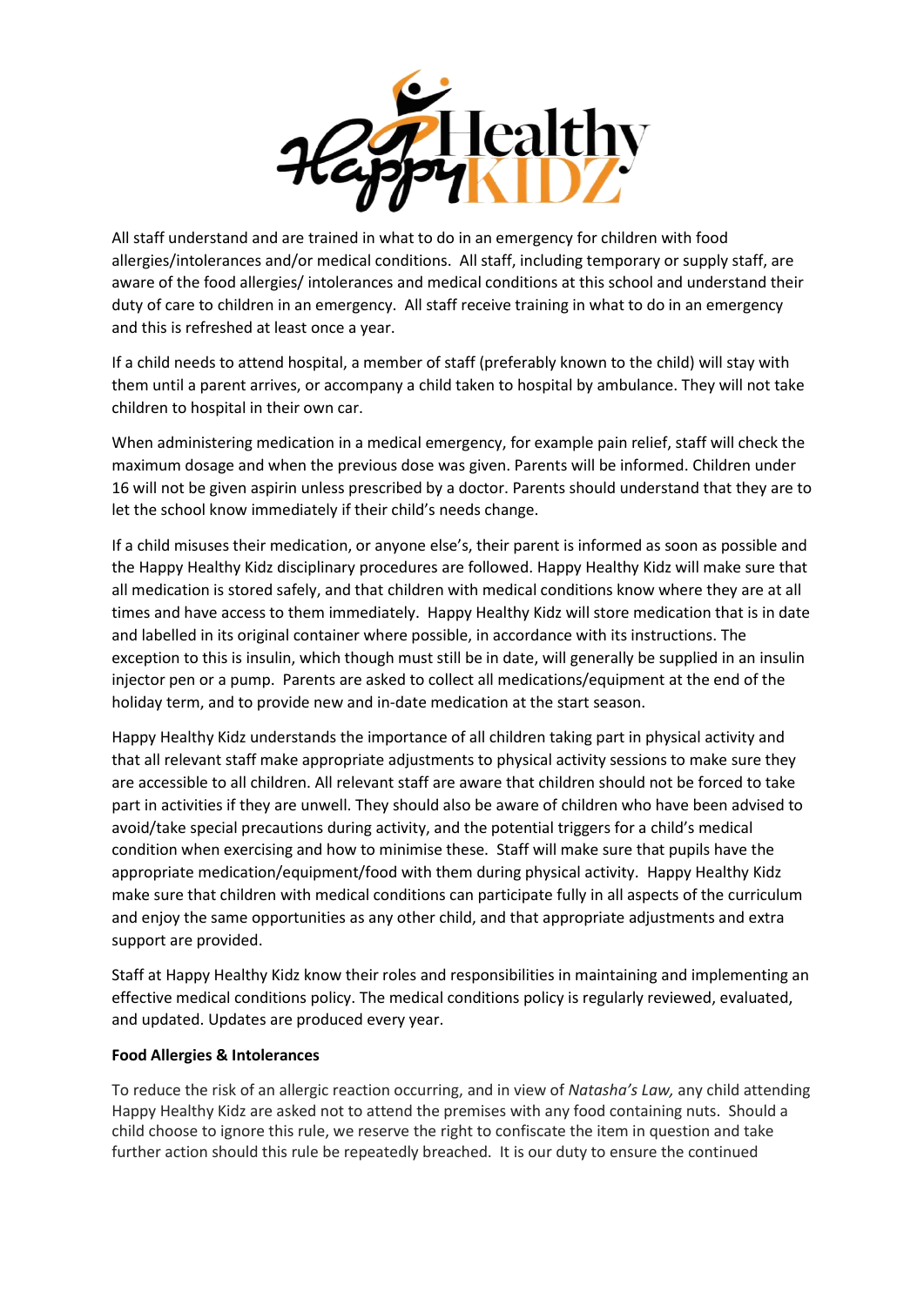All staff understand and are trained in what to do in an emergency for children with food allergies/intolerances and/or medical conditions. All staff, including temporary or supply staff, are aware of the food allergies/ intolerances and medical conditions at this school and understand their duty of care to children in an emergency. All staff receive training in what to do in an emergency and this is refreshed at least once a year.

If a child needs to attend hospital, a member of staff (preferably known to the child) will stay with them until a parent arrives, or accompany a child taken to hospital by ambulance. They will not take children to hospital in their own car.

When administering medication in a medical emergency, for example pain relief, staff will check the maximum dosage and when the previous dose was given. Parents will be informed. Children under 16 will not be given aspirin unless prescribed by a doctor. Parents should understand that they are to let the school know immediately if their child's needs change.

If a child misuses their medication, or anyone else's, their parent is informed as soon as possible and the Happy Healthy Kidz disciplinary procedures are followed. Happy Healthy Kidz will make sure that all medication is stored safely, and that children with medical conditions know where they are at all times and have access to them immediately. Happy Healthy Kidz will store medication that is in date and labelled in its original container where possible, in accordance with its instructions. The exception to this is insulin, which though must still be in date, will generally be supplied in an insulin injector pen or a pump. Parents are asked to collect all medications/equipment at the end of the holiday term, and to provide new and in-date medication at the start season.

Happy Healthy Kidz understands the importance of all children taking part in physical activity and that all relevant staff make appropriate adjustments to physical activity sessions to make sure they are accessible to all children. All relevant staff are aware that children should not be forced to take part in activities if they are unwell. They should also be aware of children who have been advised to avoid/take special precautions during activity, and the potential triggers for a child's medical condition when exercising and how to minimise these. Staff will make sure that pupils have the appropriate medication/equipment/food with them during physical activity. Happy Healthy Kidz make sure that children with medical conditions can participate fully in all aspects of the curriculum and enjoy the same opportunities as any other child, and that appropriate adjustments and extra support are provided.

Staff at Happy Healthy Kidz know their roles and responsibilities in maintaining and implementing an effective medical conditions policy. The medical conditions policy is regularly reviewed, evaluated, and updated. Updates are produced every year.

**Food Allergies & Intolerances**

To reduce the risk of an allergic reaction occurring, and in view of *Natasha's Law,* any child attending Happy Healthy Kidz are asked not to attend the premises with any food containing nuts. Should a child choose to ignore this rule, we reserve the right to confiscate the item in question and take further action should this rule be repeatedly breached. It is our duty to ensure the continued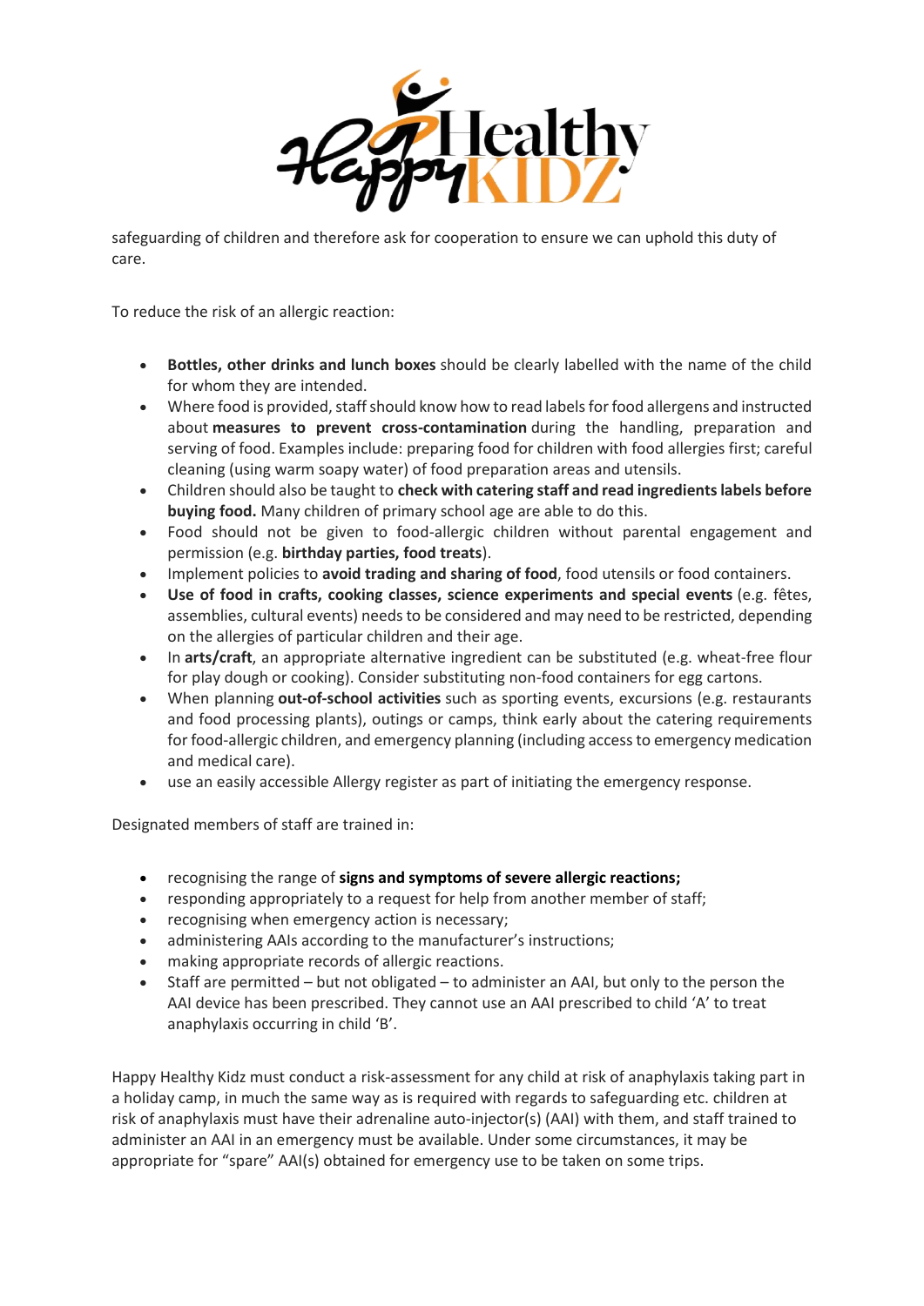safeguarding of children and therefore ask for cooperation to ensure we can uphold this duty of care.

To reduce the risk of an allergic reaction:

- **Bottles, other drinks and lunch boxes** should be clearly labelled with the name of the child for whom they are intended.
- Where food is provided, staff should know how to read labels for food allergens and instructed about **measures to prevent cross-contamination** during the handling, preparation and serving of food. Examples include: preparing food for children with food allergies first; careful cleaning (using warm soapy water) of food preparation areas and utensils.
- Children should also be taught to **check with catering staff and read ingredients labels before buying food.** Many children of primary school age are able to do this.
- Food should not be given to food-allergic children without parental engagement and permission (e.g. **birthday parties, food treats**).
- Implement policies to **avoid trading and sharing of food**, food utensils or food containers.
- **Use of food in crafts, cooking classes, science experiments and special events** (e.g. fêtes, assemblies, cultural events) needs to be considered and may need to be restricted, depending on the allergies of particular children and their age.
- In **arts/craft**, an appropriate alternative ingredient can be substituted (e.g. wheat-free flour for play dough or cooking). Consider substituting non-food containers for egg cartons.
- When planning **out-of-school activities** such as sporting events, excursions (e.g. restaurants and food processing plants), outings or camps, think early about the catering requirements for food-allergic children, and emergency planning (including access to emergency medication and medical care).
- use an easily accessible Allergy register as part of initiating the emergency response.

Designated members of staff are trained in:

- recognising the range of **signs and symptoms of severe allergic reactions;**
- responding appropriately to a request for help from another member of staff;
- recognising when emergency action is necessary;
- administering AAIs according to the manufacturer's instructions;
- making appropriate records of allergic reactions.
- Staff are permitted – but not obligated – to administer an AAI, but only to the person the AAI device has been prescribed. They cannot use an AAI prescribed to child 'A' to treat anaphylaxis occurring in child 'B'.

Happy Healthy Kidz must conduct a risk-assessment for any child at risk of anaphylaxis taking part in a holiday camp, in much the same way as is required with regards to safeguarding etc. children at risk of anaphylaxis must have their adrenaline auto-injector(s) (AAI) with them, and staff trained to administer an AAI in an emergency must be available. Under some circumstances, it may be appropriate for "spare" AAI(s) obtained for emergency use to be taken on some trips.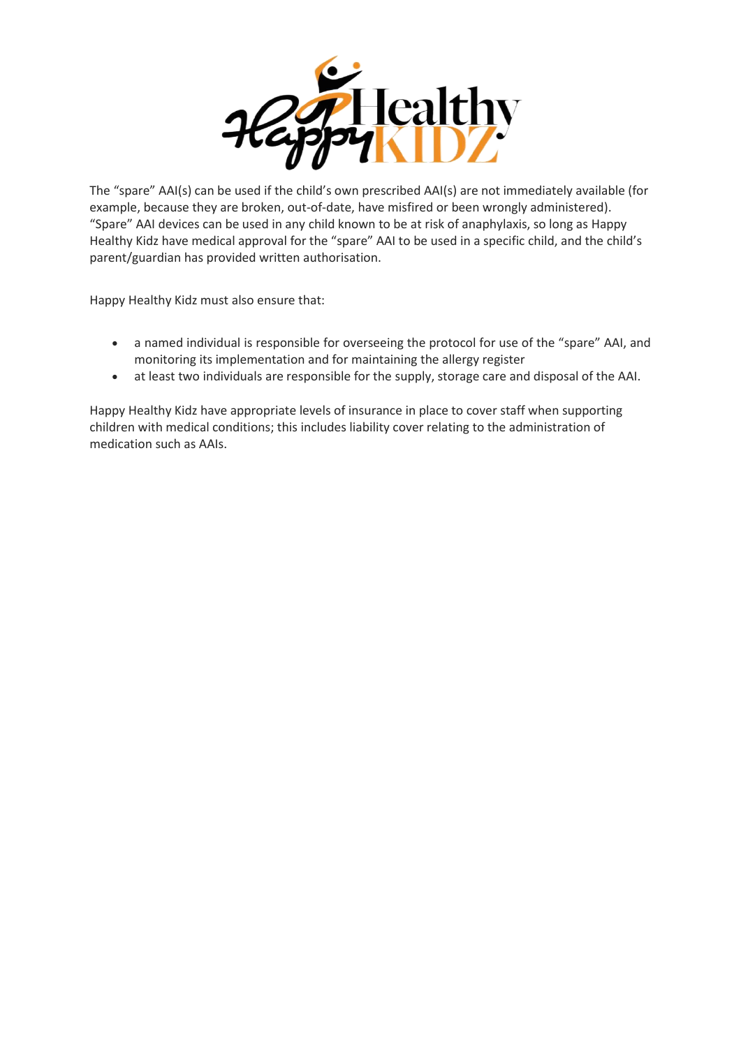The “spare” AAI(s) can be used if the child’s own prescribed AAI(s) are not immediately available (for example, because they are broken, out-of-date, have misfired or been wrongly administered). “Spare” AAI devices can be used in any child known to be at risk of anaphylaxis, so long as Happy Healthy Kidz have medical approval for the “spare” AAI to be used in a specific child, and the child’s parent/guardian has provided written authorisation.

Happy Healthy Kidz must also ensure that:

- a named individual is responsible for overseeing the protocol for use of the “spare” AAI, and monitoring its implementation and for maintaining the allergy register
- at least two individuals are responsible for the supply, storage care and disposal of the AAI.

Happy Healthy Kidz have appropriate levels of insurance in place to cover staff when supporting children with medical conditions; this includes liability cover relating to the administration of medication such as AAIs.